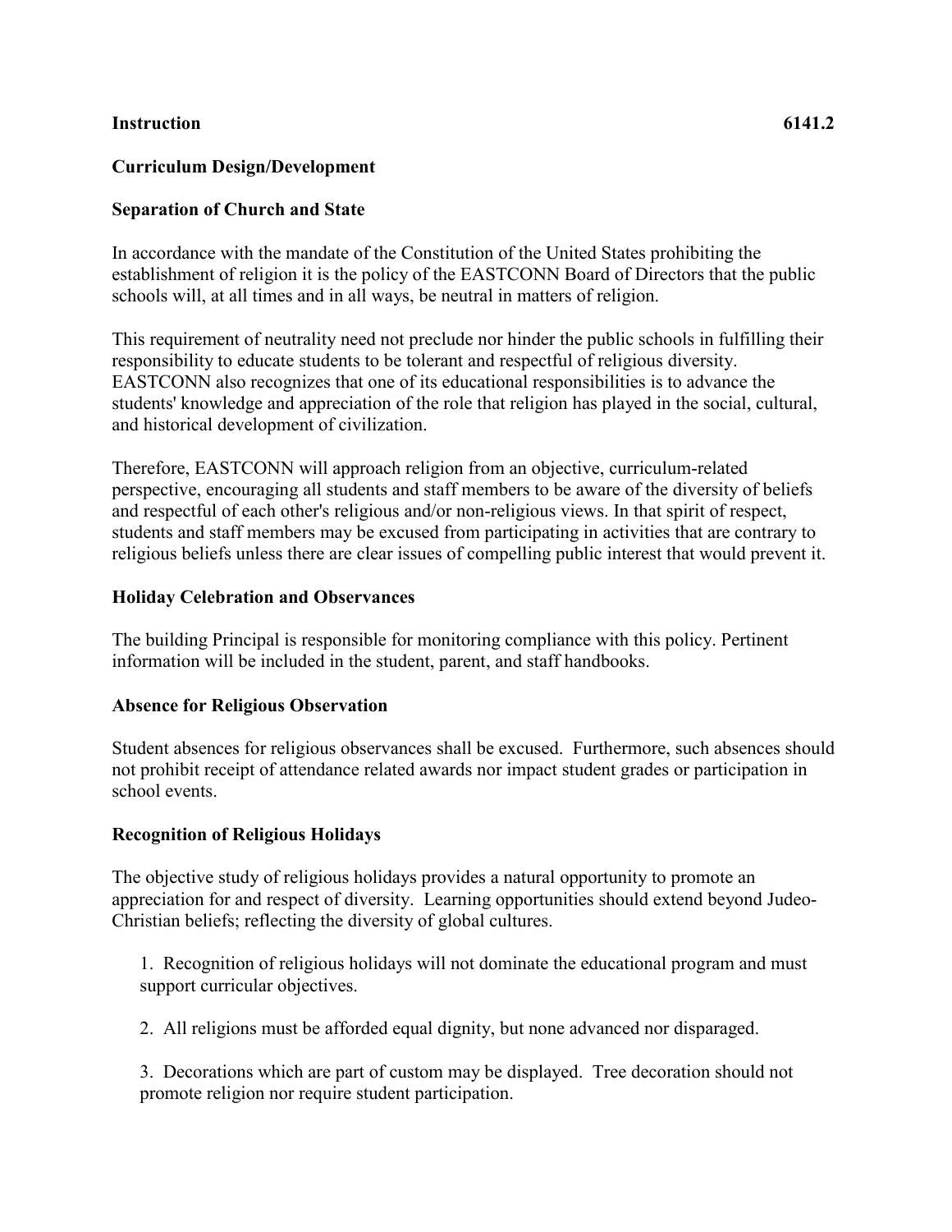**Instruction** **6141.2**

## Curriculum Design/Development

### Separation of Church and State

In accordance with the mandate of the Constitution of the United States prohibiting the establishment of religion it is the policy of the EASTCONN Board of Directors that the public schools will, at all times and in all ways, be neutral in matters of religion.

This requirement of neutrality need not preclude nor hinder the public schools in fulfilling their responsibility to educate students to be tolerant and respectful of religious diversity. EASTCONN also recognizes that one of its educational responsibilities is to advance the students' knowledge and appreciation of the role that religion has played in the social, cultural, and historical development of civilization.

Therefore, EASTCONN will approach religion from an objective, curriculum-related perspective, encouraging all students and staff members to be aware of the diversity of beliefs and respectful of each other's religious and/or non-religious views. In that spirit of respect, students and staff members may be excused from participating in activities that are contrary to religious beliefs unless there are clear issues of compelling public interest that would prevent it.

### Holiday Celebration and Observances

The building Principal is responsible for monitoring compliance with this policy. Pertinent information will be included in the student, parent, and staff handbooks.

### Absence for Religious Observation

Student absences for religious observances shall be excused. Furthermore, such absences should not prohibit receipt of attendance related awards nor impact student grades or participation in school events.

### Recognition of Religious Holidays

The objective study of religious holidays provides a natural opportunity to promote an appreciation for and respect of diversity. Learning opportunities should extend beyond Judeo-Christian beliefs; reflecting the diversity of global cultures.

1. Recognition of religious holidays will not dominate the educational program and must support curricular objectives.

2. All religions must be afforded equal dignity, but none advanced nor disparaged.

3. Decorations which are part of custom may be displayed. Tree decoration should not promote religion nor require student participation.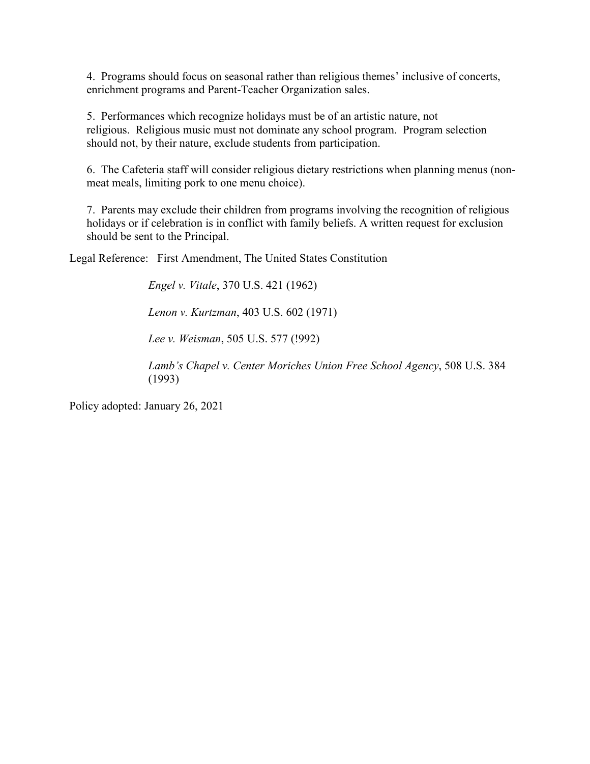4. Programs should focus on seasonal rather than religious themes' inclusive of concerts, enrichment programs and Parent-Teacher Organization sales.

5. Performances which recognize holidays must be of an artistic nature, not religious. Religious music must not dominate any school program. Program selection should not, by their nature, exclude students from participation.

6. The Cafeteria staff will consider religious dietary restrictions when planning menus (non-meat meals, limiting pork to one menu choice).

7. Parents may exclude their children from programs involving the recognition of religious holidays or if celebration is in conflict with family beliefs. A written request for exclusion should be sent to the Principal.

Legal Reference: First Amendment, The United States Constitution

*Engel v. Vitale*, 370 U.S. 421 (1962)

*Lenon v. Kurtzman*, 403 U.S. 602 (1971)

*Lee v. Weisman*, 505 U.S. 577 (!992)

*Lamb's Chapel v. Center Moriches Union Free School Agency*, 508 U.S. 384 (1993)

Policy adopted: January 26, 2021